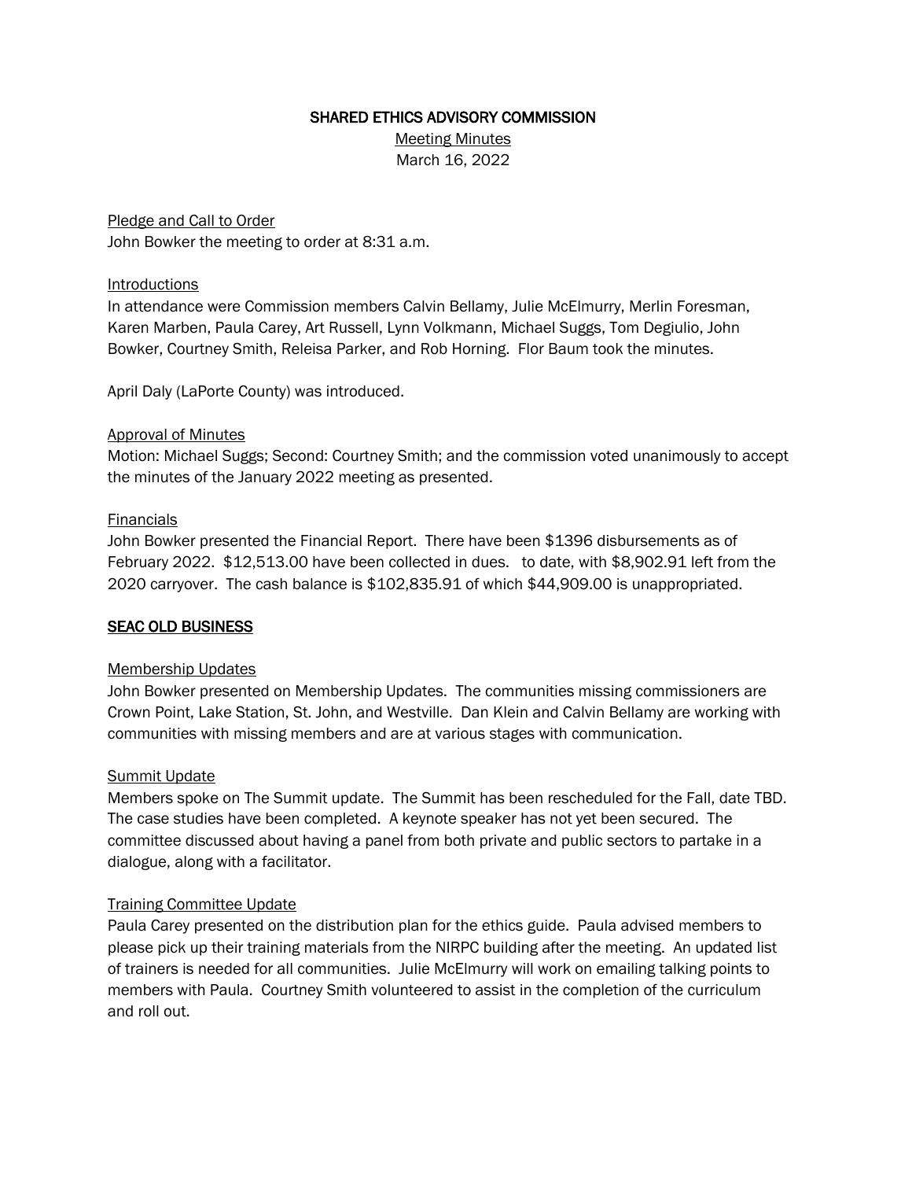# SHARED ETHICS ADVISORY COMMISSION

Meeting Minutes
March 16, 2022

Pledge and Call to Order
John Bowker the meeting to order at 8:31 a.m.

Introductions
In attendance were Commission members Calvin Bellamy, Julie McElmurry, Merlin Foresman, Karen Marben, Paula Carey, Art Russell, Lynn Volkmann, Michael Suggs, Tom Degiulio, John Bowker, Courtney Smith, Releisa Parker, and Rob Horning. Flor Baum took the minutes.

April Daly (LaPorte County) was introduced.

Approval of Minutes
Motion: Michael Suggs; Second: Courtney Smith; and the commission voted unanimously to accept the minutes of the January 2022 meeting as presented.

Financials
John Bowker presented the Financial Report. There have been $1396 disbursements as of February 2022. $12,513.00 have been collected in dues. to date, with $8,902.91 left from the 2020 carryover. The cash balance is $102,835.91 of which $44,909.00 is unappropriated.

## SEAC OLD BUSINESS

Membership Updates
John Bowker presented on Membership Updates. The communities missing commissioners are Crown Point, Lake Station, St. John, and Westville. Dan Klein and Calvin Bellamy are working with communities with missing members and are at various stages with communication.

Summit Update
Members spoke on The Summit update. The Summit has been rescheduled for the Fall, date TBD. The case studies have been completed. A keynote speaker has not yet been secured. The committee discussed about having a panel from both private and public sectors to partake in a dialogue, along with a facilitator.

Training Committee Update
Paula Carey presented on the distribution plan for the ethics guide. Paula advised members to please pick up their training materials from the NIRPC building after the meeting. An updated list of trainers is needed for all communities. Julie McElmurry will work on emailing talking points to members with Paula. Courtney Smith volunteered to assist in the completion of the curriculum and roll out.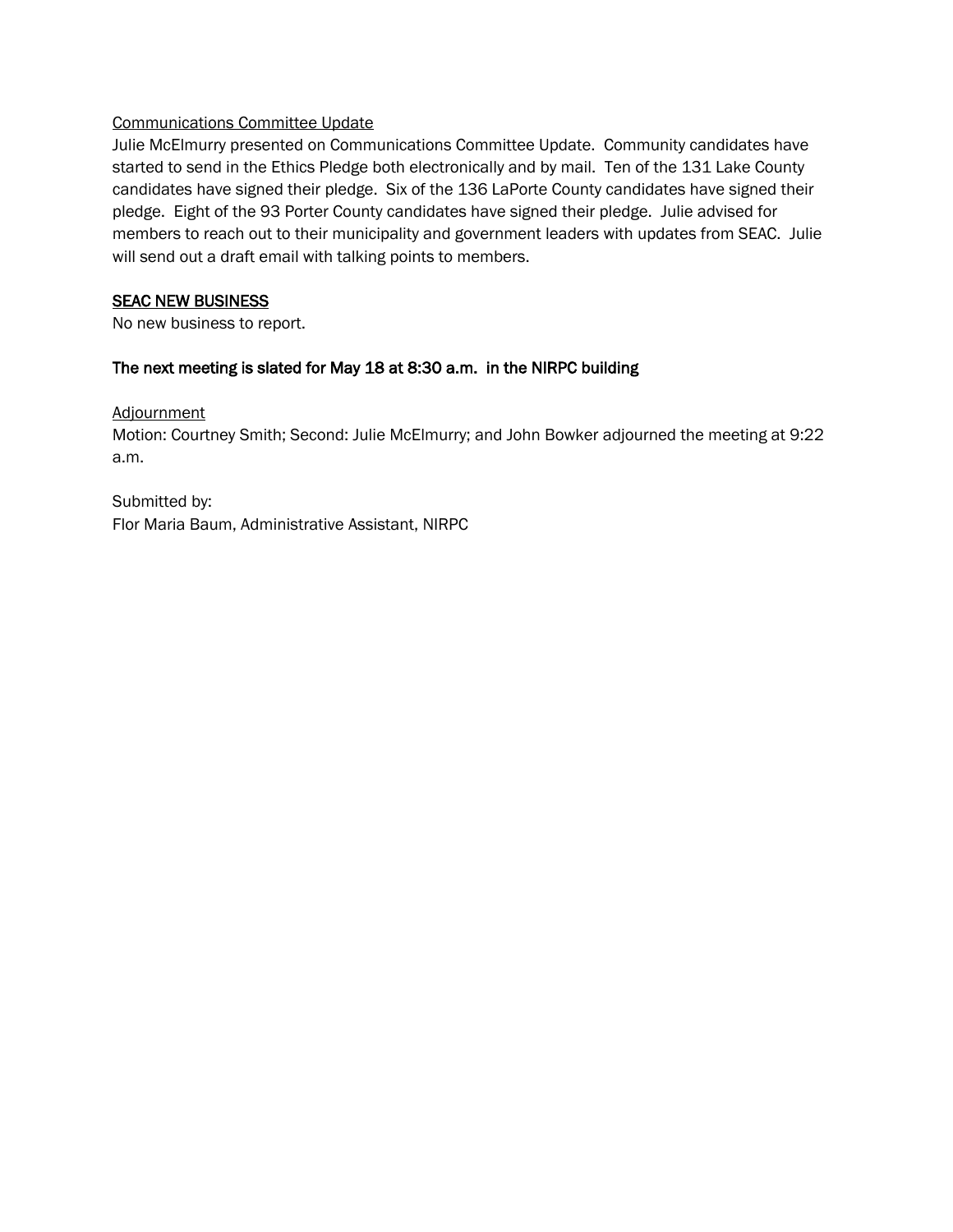Communications Committee Update

Julie McElmurry presented on Communications Committee Update. Community candidates have started to send in the Ethics Pledge both electronically and by mail. Ten of the 131 Lake County candidates have signed their pledge. Six of the 136 LaPorte County candidates have signed their pledge. Eight of the 93 Porter County candidates have signed their pledge. Julie advised for members to reach out to their municipality and government leaders with updates from SEAC. Julie will send out a draft email with talking points to members.

SEAC NEW BUSINESS

No new business to report.

**The next meeting is slated for May 18 at 8:30 a.m. in the NIRPC building**

Adjournment

Motion: Courtney Smith; Second: Julie McElmurry; and John Bowker adjourned the meeting at 9:22 a.m.

Submitted by:
Flor Maria Baum, Administrative Assistant, NIRPC